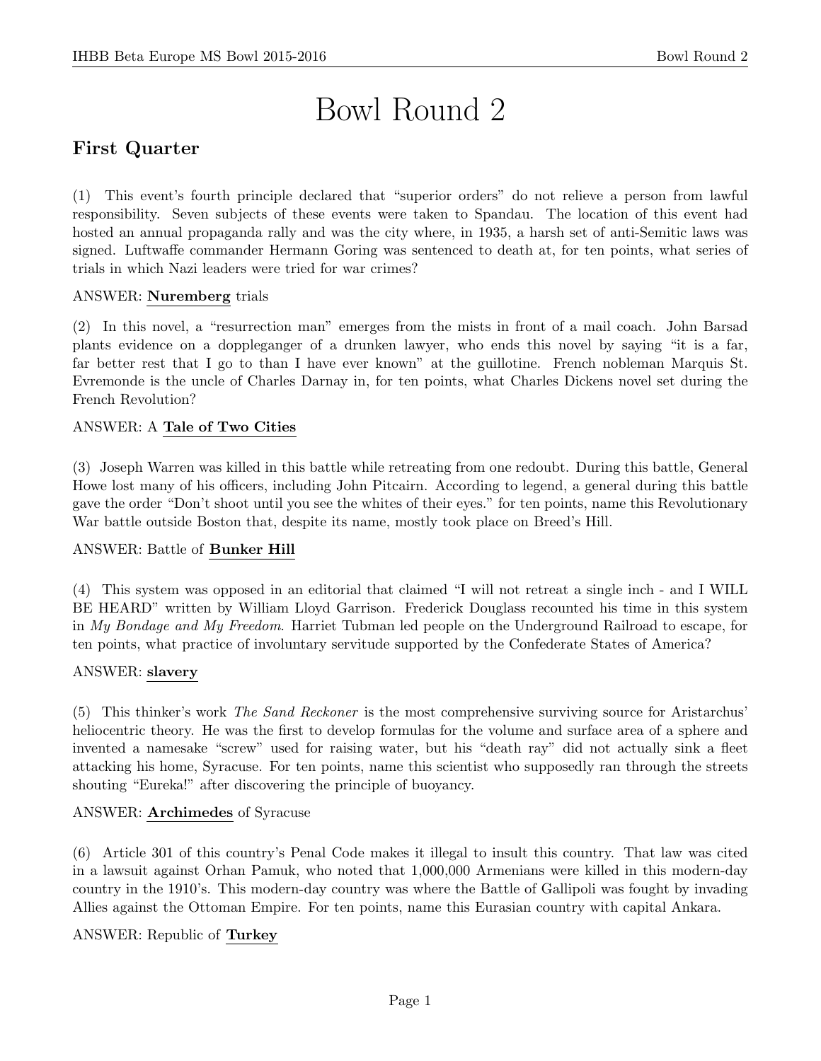# Bowl Round 2

## First Quarter

(1) This event's fourth principle declared that "superior orders" do not relieve a person from lawful responsibility. Seven subjects of these events were taken to Spandau. The location of this event had hosted an annual propaganda rally and was the city where, in 1935, a harsh set of anti-Semitic laws was signed. Luftwaffe commander Hermann Goring was sentenced to death at, for ten points, what series of trials in which Nazi leaders were tried for war crimes?

ANSWER: **Nuremberg** trials

(2) In this novel, a "resurrection man" emerges from the mists in front of a mail coach. John Barsad plants evidence on a doppleganger of a drunken lawyer, who ends this novel by saying "it is a far, far better rest that I go to than I have ever known" at the guillotine. French nobleman Marquis St. Evremonde is the uncle of Charles Darnay in, for ten points, what Charles Dickens novel set during the French Revolution?

ANSWER: A **Tale of Two Cities**

(3) Joseph Warren was killed in this battle while retreating from one redoubt. During this battle, General Howe lost many of his officers, including John Pitcairn. According to legend, a general during this battle gave the order "Don't shoot until you see the whites of their eyes." for ten points, name this Revolutionary War battle outside Boston that, despite its name, mostly took place on Breed's Hill.

ANSWER: Battle of **Bunker Hill**

(4) This system was opposed in an editorial that claimed "I will not retreat a single inch - and I WILL BE HEARD" written by William Lloyd Garrison. Frederick Douglass recounted his time in this system in *My Bondage and My Freedom*. Harriet Tubman led people on the Underground Railroad to escape, for ten points, what practice of involuntary servitude supported by the Confederate States of America?

ANSWER: **slavery**

(5) This thinker's work *The Sand Reckoner* is the most comprehensive surviving source for Aristarchus' heliocentric theory. He was the first to develop formulas for the volume and surface area of a sphere and invented a namesake "screw" used for raising water, but his "death ray" did not actually sink a fleet attacking his home, Syracuse. For ten points, name this scientist who supposedly ran through the streets shouting "Eureka!" after discovering the principle of buoyancy.

ANSWER: **Archimedes** of Syracuse

(6) Article 301 of this country's Penal Code makes it illegal to insult this country. That law was cited in a lawsuit against Orhan Pamuk, who noted that 1,000,000 Armenians were killed in this modern-day country in the 1910's. This modern-day country was where the Battle of Gallipoli was fought by invading Allies against the Ottoman Empire. For ten points, name this Eurasian country with capital Ankara.

ANSWER: Republic of **Turkey**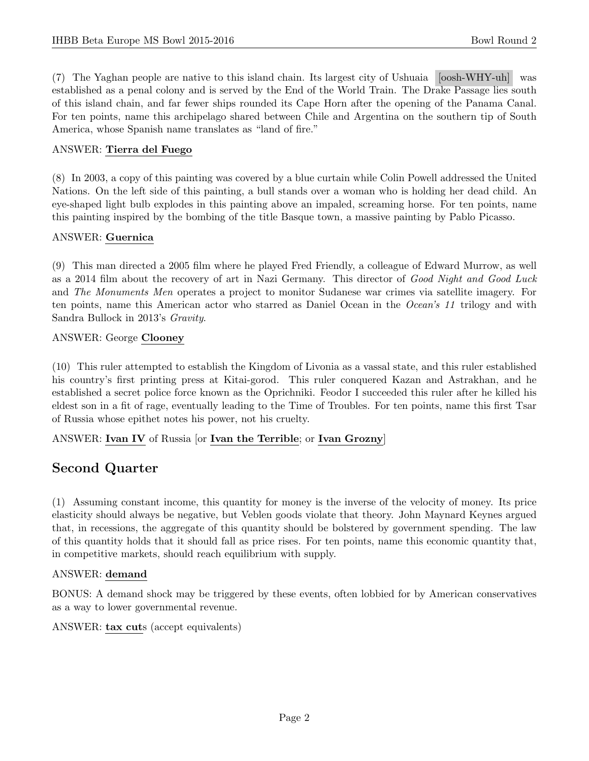(7) The Yaghan people are native to this island chain. Its largest city of Ushuaia [oosh-WHY-uh] was established as a penal colony and is served by the End of the World Train. The Drake Passage lies south of this island chain, and far fewer ships rounded its Cape Horn after the opening of the Panama Canal. For ten points, name this archipelago shared between Chile and Argentina on the southern tip of South America, whose Spanish name translates as "land of fire."

ANSWER: **Tierra del Fuego**

(8) In 2003, a copy of this painting was covered by a blue curtain while Colin Powell addressed the United Nations. On the left side of this painting, a bull stands over a woman who is holding her dead child. An eye-shaped light bulb explodes in this painting above an impaled, screaming horse. For ten points, name this painting inspired by the bombing of the title Basque town, a massive painting by Pablo Picasso.

ANSWER: **Guernica**

(9) This man directed a 2005 film where he played Fred Friendly, a colleague of Edward Murrow, as well as a 2014 film about the recovery of art in Nazi Germany. This director of *Good Night and Good Luck* and *The Monuments Men* operates a project to monitor Sudanese war crimes via satellite imagery. For ten points, name this American actor who starred as Daniel Ocean in the *Ocean's 11* trilogy and with Sandra Bullock in 2013's *Gravity*.

ANSWER: George **Clooney**

(10) This ruler attempted to establish the Kingdom of Livonia as a vassal state, and this ruler established his country's first printing press at Kitai-gorod. This ruler conquered Kazan and Astrakhan, and he established a secret police force known as the Oprichniki. Feodor I succeeded this ruler after he killed his eldest son in a fit of rage, eventually leading to the Time of Troubles. For ten points, name this first Tsar of Russia whose epithet notes his power, not his cruelty.

ANSWER: **Ivan IV** of Russia [or **Ivan the Terrible**; or **Ivan Grozny**]

## Second Quarter

(1) Assuming constant income, this quantity for money is the inverse of the velocity of money. Its price elasticity should always be negative, but Veblen goods violate that theory. John Maynard Keynes argued that, in recessions, the aggregate of this quantity should be bolstered by government spending. The law of this quantity holds that it should fall as price rises. For ten points, name this economic quantity that, in competitive markets, should reach equilibrium with supply.

ANSWER: **demand**

BONUS: A demand shock may be triggered by these events, often lobbied for by American conservatives as a way to lower governmental revenue.

ANSWER: **tax cut**s (accept equivalents)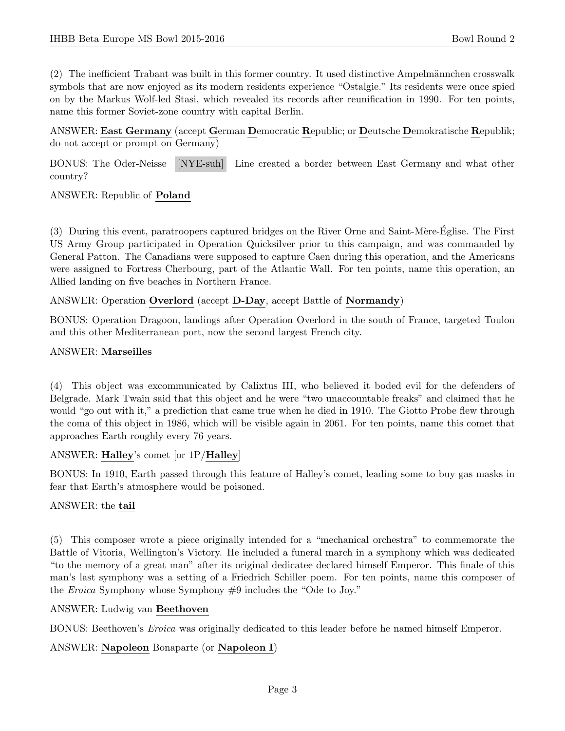(2) The inefficient Trabant was built in this former country. It used distinctive Ampelmännchen crosswalk symbols that are now enjoyed as its modern residents experience "Ostalgie." Its residents were once spied on by the Markus Wolf-led Stasi, which revealed its records after reunification in 1990. For ten points, name this former Soviet-zone country with capital Berlin.

ANSWER: **East Germany** (accept **G**erman **D**emocratic **R**epublic; or **D**eutsche **D**emokratische **R**epublik; do not accept or prompt on Germany)

BONUS: The Oder-Neisse [NYE-suh] Line created a border between East Germany and what other country?

ANSWER: Republic of **Poland**

(3) During this event, paratroopers captured bridges on the River Orne and Saint-Mère-Église. The First US Army Group participated in Operation Quicksilver prior to this campaign, and was commanded by General Patton. The Canadians were supposed to capture Caen during this operation, and the Americans were assigned to Fortress Cherbourg, part of the Atlantic Wall. For ten points, name this operation, an Allied landing on five beaches in Northern France.

ANSWER: Operation **Overlord** (accept **D-Day**, accept Battle of **Normandy**)

BONUS: Operation Dragoon, landings after Operation Overlord in the south of France, targeted Toulon and this other Mediterranean port, now the second largest French city.

ANSWER: **Marseilles**

(4) This object was excommunicated by Calixtus III, who believed it boded evil for the defenders of Belgrade. Mark Twain said that this object and he were "two unaccountable freaks" and claimed that he would "go out with it," a prediction that came true when he died in 1910. The Giotto Probe flew through the coma of this object in 1986, which will be visible again in 2061. For ten points, name this comet that approaches Earth roughly every 76 years.

ANSWER: **Halley**'s comet [or 1P/**Halley**]

BONUS: In 1910, Earth passed through this feature of Halley's comet, leading some to buy gas masks in fear that Earth's atmosphere would be poisoned.

ANSWER: the **tail**

(5) This composer wrote a piece originally intended for a "mechanical orchestra" to commemorate the Battle of Vitoria, Wellington's Victory. He included a funeral march in a symphony which was dedicated "to the memory of a great man" after its original dedicatee declared himself Emperor. This finale of this man's last symphony was a setting of a Friedrich Schiller poem. For ten points, name this composer of the *Eroica* Symphony whose Symphony #9 includes the "Ode to Joy."

ANSWER: Ludwig van **Beethoven**

BONUS: Beethoven's *Eroica* was originally dedicated to this leader before he named himself Emperor.

ANSWER: **Napoleon** Bonaparte (or **Napoleon I**)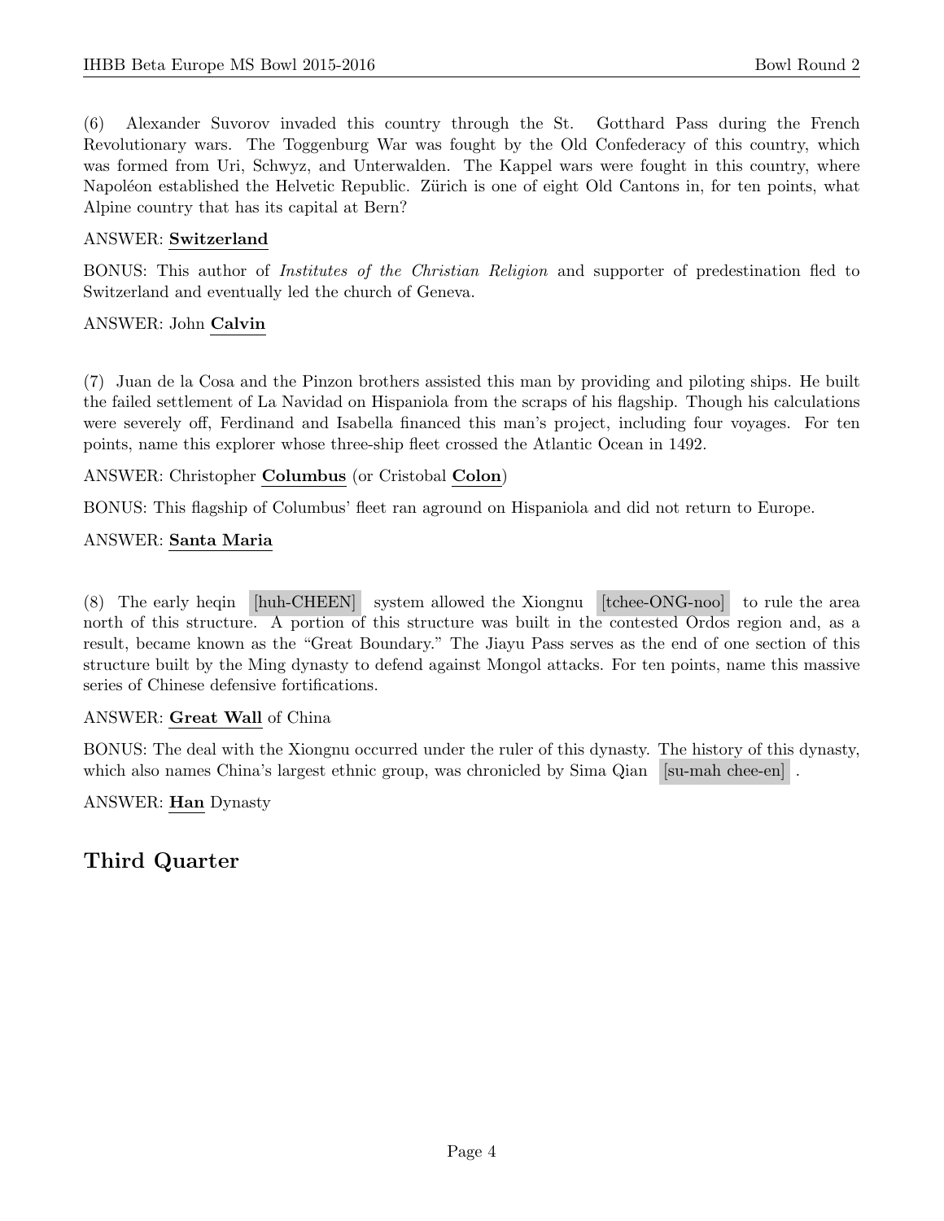(6) Alexander Suvorov invaded this country through the St. Gotthard Pass during the French Revolutionary wars. The Toggenburg War was fought by the Old Confederacy of this country, which was formed from Uri, Schwyz, and Unterwalden. The Kappel wars were fought in this country, where Napoléon established the Helvetic Republic. Zürich is one of eight Old Cantons in, for ten points, what Alpine country that has its capital at Bern?

ANSWER: **Switzerland**

BONUS: This author of *Institutes of the Christian Religion* and supporter of predestination fled to Switzerland and eventually led the church of Geneva.

ANSWER: John **Calvin**

(7) Juan de la Cosa and the Pinzon brothers assisted this man by providing and piloting ships. He built the failed settlement of La Navidad on Hispaniola from the scraps of his flagship. Though his calculations were severely off, Ferdinand and Isabella financed this man's project, including four voyages. For ten points, name this explorer whose three-ship fleet crossed the Atlantic Ocean in 1492.

ANSWER: Christopher **Columbus** (or Cristobal **Colon**)

BONUS: This flagship of Columbus' fleet ran aground on Hispaniola and did not return to Europe.

ANSWER: **Santa Maria**

(8) The early heqin [huh-CHEEN] system allowed the Xiongnu [tchee-ONG-noo] to rule the area north of this structure. A portion of this structure was built in the contested Ordos region and, as a result, became known as the "Great Boundary." The Jiayu Pass serves as the end of one section of this structure built by the Ming dynasty to defend against Mongol attacks. For ten points, name this massive series of Chinese defensive fortifications.

ANSWER: **Great Wall** of China

BONUS: The deal with the Xiongnu occurred under the ruler of this dynasty. The history of this dynasty, which also names China's largest ethnic group, was chronicled by Sima Qian [su-mah chee-en] .

ANSWER: **Han** Dynasty

## Third Quarter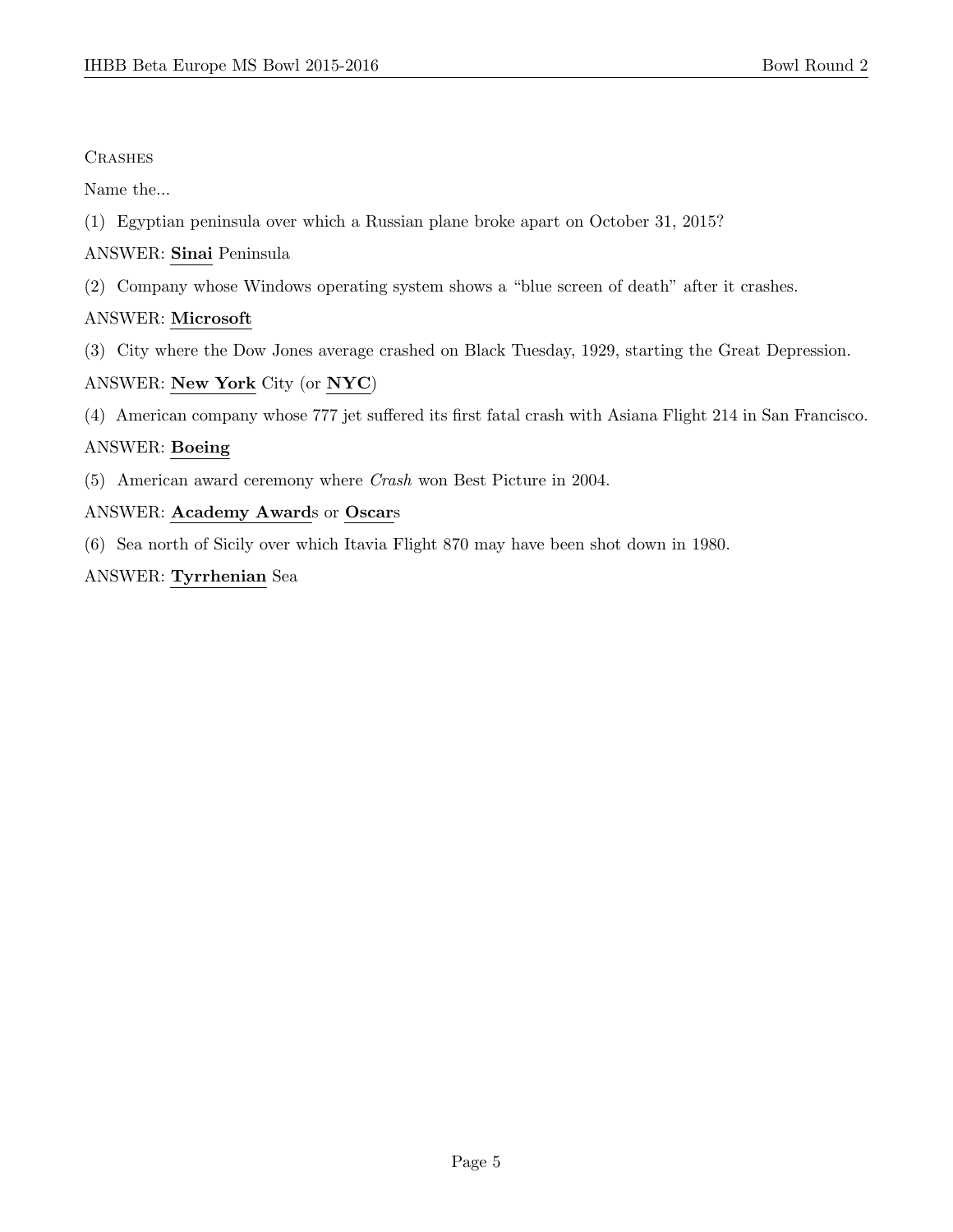CRASHES

Name the...

(1) Egyptian peninsula over which a Russian plane broke apart on October 31, 2015?

ANSWER: **Sinai** Peninsula

(2) Company whose Windows operating system shows a "blue screen of death" after it crashes.

ANSWER: **Microsoft**

(3) City where the Dow Jones average crashed on Black Tuesday, 1929, starting the Great Depression.

ANSWER: **New York** City (or **NYC**)

(4) American company whose 777 jet suffered its first fatal crash with Asiana Flight 214 in San Francisco.

ANSWER: **Boeing**

(5) American award ceremony where *Crash* won Best Picture in 2004.

ANSWER: **Academy Award**s or **Oscar**s

(6) Sea north of Sicily over which Itavia Flight 870 may have been shot down in 1980.

ANSWER: **Tyrrhenian** Sea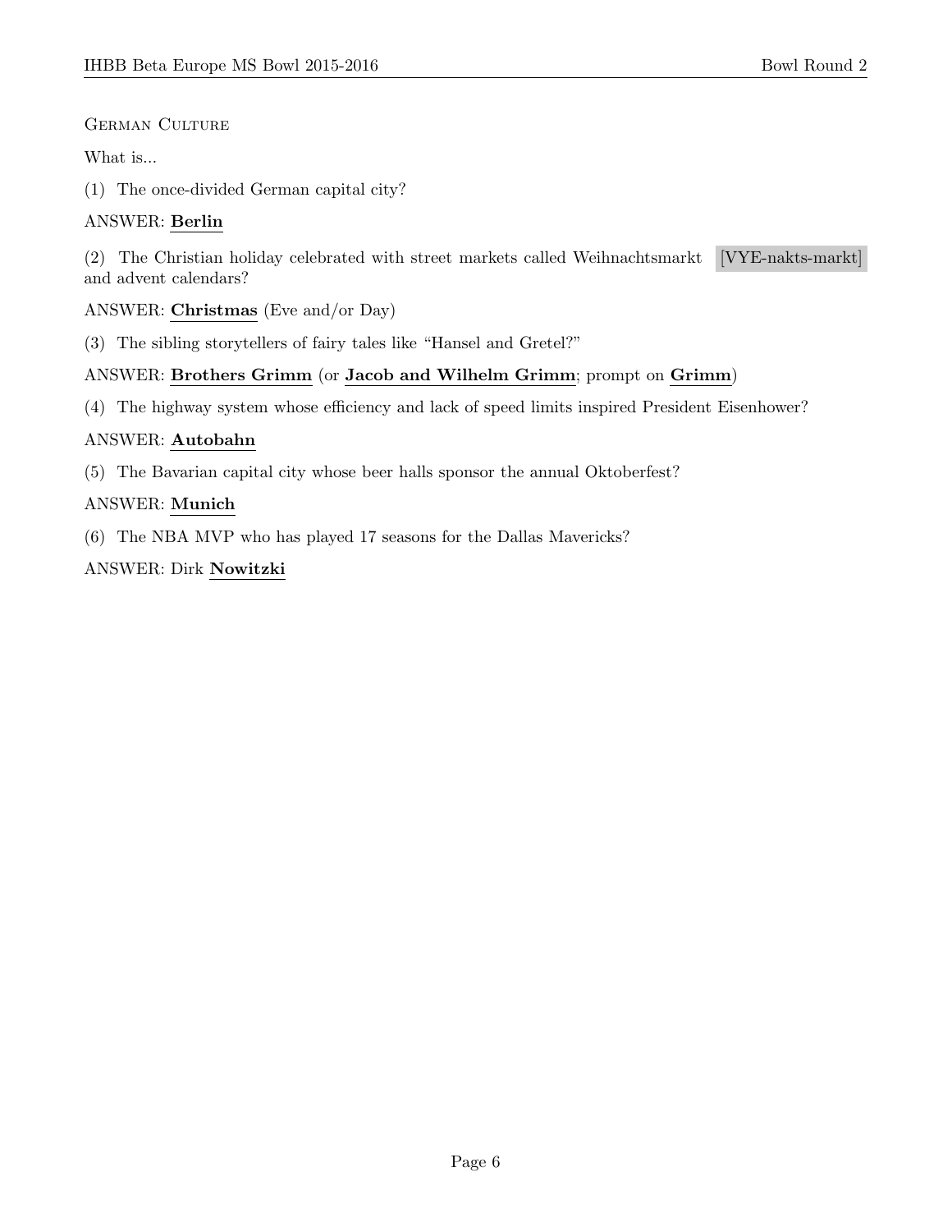German Culture

What is...

(1) The once-divided German capital city?

ANSWER: **Berlin**

(2) The Christian holiday celebrated with street markets called Weihnachtsmarkt [VYE-nakts-markt] and advent calendars?

ANSWER: **Christmas** (Eve and/or Day)

(3) The sibling storytellers of fairy tales like "Hansel and Gretel?"

ANSWER: **Brothers Grimm** (or **Jacob and Wilhelm Grimm**; prompt on **Grimm**)

(4) The highway system whose efficiency and lack of speed limits inspired President Eisenhower?

ANSWER: **Autobahn**

(5) The Bavarian capital city whose beer halls sponsor the annual Oktoberfest?

ANSWER: **Munich**

(6) The NBA MVP who has played 17 seasons for the Dallas Mavericks?

ANSWER: Dirk **Nowitzki**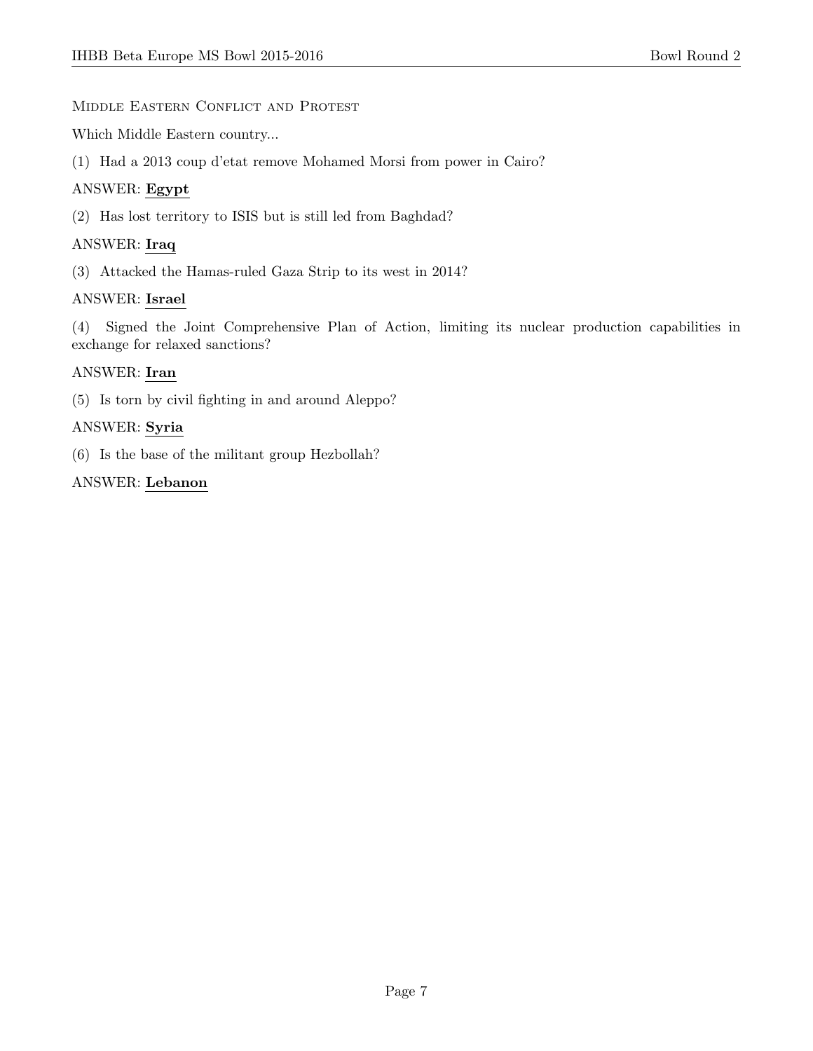## Middle Eastern Conflict and Protest

Which Middle Eastern country...

(1) Had a 2013 coup d'etat remove Mohamed Morsi from power in Cairo?

ANSWER: **Egypt**

(2) Has lost territory to ISIS but is still led from Baghdad?

ANSWER: **Iraq**

(3) Attacked the Hamas-ruled Gaza Strip to its west in 2014?

ANSWER: **Israel**

(4) Signed the Joint Comprehensive Plan of Action, limiting its nuclear production capabilities in exchange for relaxed sanctions?

ANSWER: **Iran**

(5) Is torn by civil fighting in and around Aleppo?

ANSWER: **Syria**

(6) Is the base of the militant group Hezbollah?

ANSWER: **Lebanon**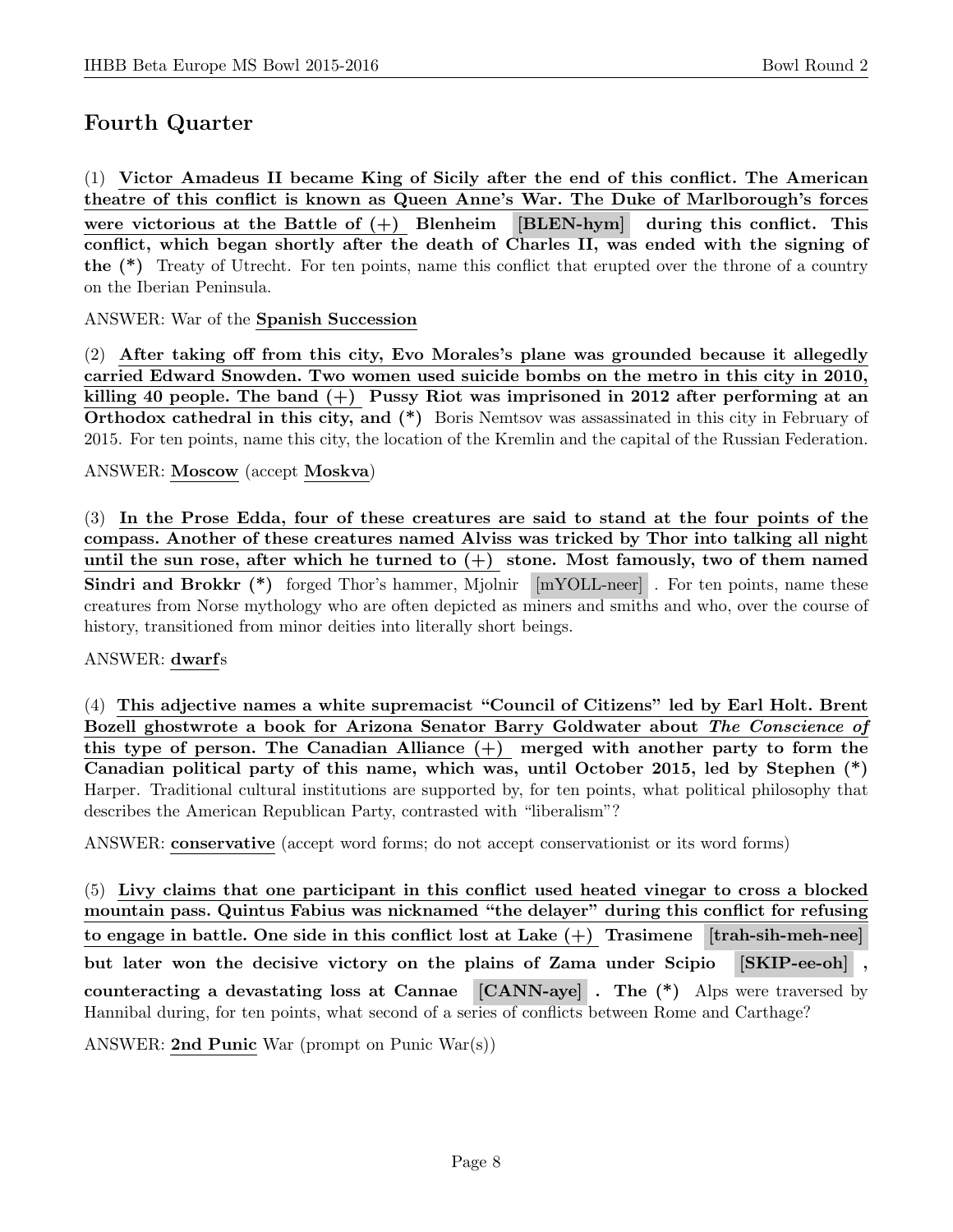## Fourth Quarter

(1) **Victor Amadeus II became King of Sicily after the end of this conflict. The American theatre of this conflict is known as Queen Anne's War. The Duke of Marlborough's forces were victorious at the Battle of (+) Blenheim [BLEN-hym] during this conflict. This conflict, which began shortly after the death of Charles II, was ended with the signing of the (\*)** Treaty of Utrecht. For ten points, name this conflict that erupted over the throne of a country on the Iberian Peninsula.

ANSWER: War of the **Spanish Succession**

(2) **After taking off from this city, Evo Morales's plane was grounded because it allegedly carried Edward Snowden. Two women used suicide bombs on the metro in this city in 2010, killing 40 people. The band (+) Pussy Riot was imprisoned in 2012 after performing at an Orthodox cathedral in this city, and (\*)** Boris Nemtsov was assassinated in this city in February of 2015. For ten points, name this city, the location of the Kremlin and the capital of the Russian Federation.

ANSWER: **Moscow** (accept **Moskva**)

(3) **In the Prose Edda, four of these creatures are said to stand at the four points of the compass. Another of these creatures named Alviss was tricked by Thor into talking all night until the sun rose, after which he turned to (+) stone. Most famously, two of them named Sindri and Brokkr (\*)** forged Thor's hammer, Mjolnir [mYOLL-neer]. For ten points, name these creatures from Norse mythology who are often depicted as miners and smiths and who, over the course of history, transitioned from minor deities into literally short beings.

ANSWER: **dwarf**s

(4) **This adjective names a white supremacist "Council of Citizens" led by Earl Holt. Brent Bozell ghostwrote a book for Arizona Senator Barry Goldwater about *The Conscience of* this type of person. The Canadian Alliance (+) merged with another party to form the Canadian political party of this name, which was, until October 2015, led by Stephen (\*)** Harper. Traditional cultural institutions are supported by, for ten points, what political philosophy that describes the American Republican Party, contrasted with "liberalism"?

ANSWER: **conservative** (accept word forms; do not accept conservationist or its word forms)

(5) **Livy claims that one participant in this conflict used heated vinegar to cross a blocked mountain pass. Quintus Fabius was nicknamed "the delayer" during this conflict for refusing to engage in battle. One side in this conflict lost at Lake (+) Trasimene [trah-sih-meh-nee] but later won the decisive victory on the plains of Zama under Scipio [SKIP-ee-oh], counteracting a devastating loss at Cannae [CANN-aye]. The (\*)** Alps were traversed by Hannibal during, for ten points, what second of a series of conflicts between Rome and Carthage?

ANSWER: **2nd Punic** War (prompt on Punic War(s))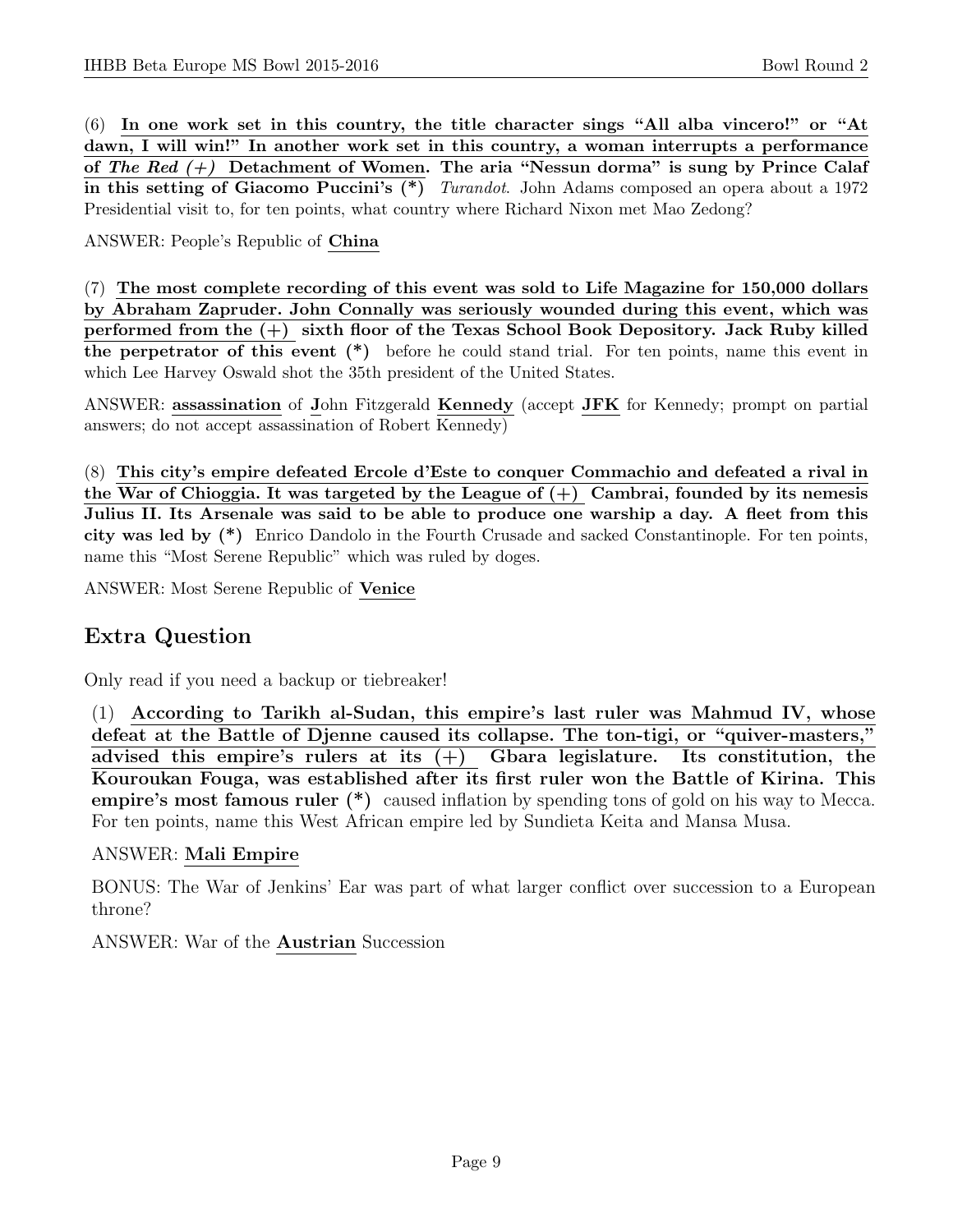(6) **In one work set in this country, the title character sings "All alba vincero!" or "At dawn, I will win!" In another work set in this country, a woman interrupts a performance of *The Red (+)* Detachment of Women. The aria "Nessun dorma" is sung by Prince Calaf in this setting of Giacomo Puccini's (*)** *Turandot*. John Adams composed an opera about a 1972 Presidential visit to, for ten points, what country where Richard Nixon met Mao Zedong?

ANSWER: People's Republic of **China**

(7) **The most complete recording of this event was sold to Life Magazine for 150,000 dollars by Abraham Zapruder. John Connally was seriously wounded during this event, which was performed from the (+) sixth floor of the Texas School Book Depository. Jack Ruby killed the perpetrator of this event (*)** before he could stand trial. For ten points, name this event in which Lee Harvey Oswald shot the 35th president of the United States.

ANSWER: **assassination** of **J**ohn Fitzgerald **Kennedy** (accept **JFK** for Kennedy; prompt on partial answers; do not accept assassination of Robert Kennedy)

(8) **This city's empire defeated Ercole d'Este to conquer Commachio and defeated a rival in the War of Chioggia. It was targeted by the League of (+) Cambrai, founded by its nemesis Julius II. Its Arsenale was said to be able to produce one warship a day. A fleet from this city was led by (*)** Enrico Dandolo in the Fourth Crusade and sacked Constantinople. For ten points, name this "Most Serene Republic" which was ruled by doges.

ANSWER: Most Serene Republic of **Venice**

## Extra Question

Only read if you need a backup or tiebreaker!

(1) **According to Tarikh al-Sudan, this empire's last ruler was Mahmud IV, whose defeat at the Battle of Djenne caused its collapse. The ton-tigi, or "quiver-masters," advised this empire's rulers at its (+) Gbara legislature. Its constitution, the Kouroukan Fouga, was established after its first ruler won the Battle of Kirina. This empire's most famous ruler (*)** caused inflation by spending tons of gold on his way to Mecca. For ten points, name this West African empire led by Sundieta Keita and Mansa Musa.

ANSWER: **Mali Empire**

BONUS: The War of Jenkins' Ear was part of what larger conflict over succession to a European throne?

ANSWER: War of the **Austrian** Succession